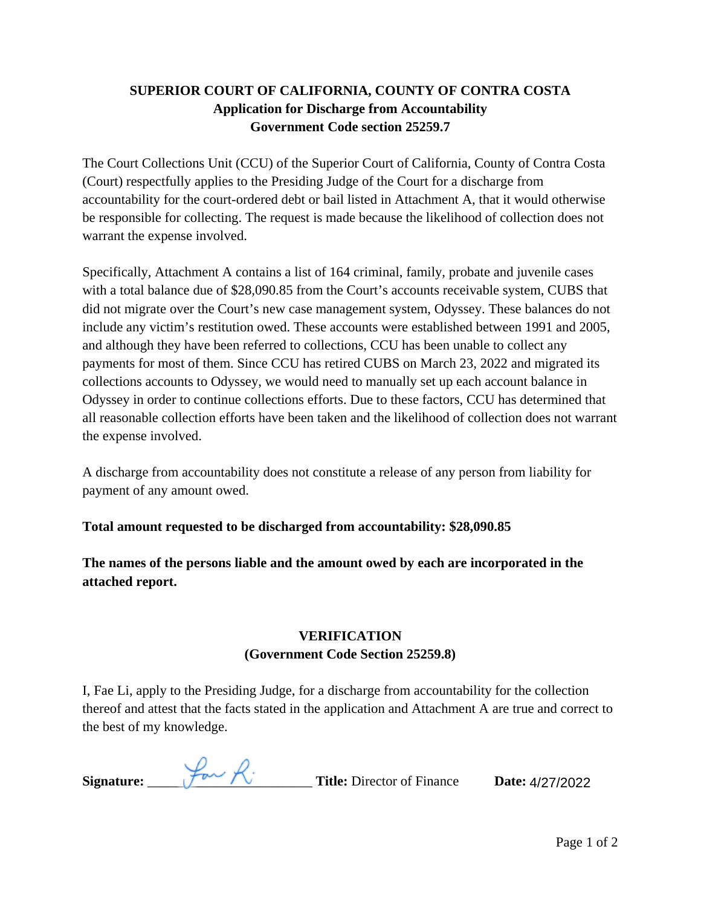# SUPERIOR COURT OF CALIFORNIA, COUNTY OF CONTRA COSTA
## Application for Discharge from Accountability
## Government Code section 25259.7

The Court Collections Unit (CCU) of the Superior Court of California, County of Contra Costa (Court) respectfully applies to the Presiding Judge of the Court for a discharge from accountability for the court-ordered debt or bail listed in Attachment A, that it would otherwise be responsible for collecting. The request is made because the likelihood of collection does not warrant the expense involved.

Specifically, Attachment A contains a list of 164 criminal, family, probate and juvenile cases with a total balance due of $28,090.85 from the Court's accounts receivable system, CUBS that did not migrate over the Court's new case management system, Odyssey. These balances do not include any victim's restitution owed. These accounts were established between 1991 and 2005, and although they have been referred to collections, CCU has been unable to collect any payments for most of them. Since CCU has retired CUBS on March 23, 2022 and migrated its collections accounts to Odyssey, we would need to manually set up each account balance in Odyssey in order to continue collections efforts. Due to these factors, CCU has determined that all reasonable collection efforts have been taken and the likelihood of collection does not warrant the expense involved.

A discharge from accountability does not constitute a release of any person from liability for payment of any amount owed.

**Total amount requested to be discharged from accountability: $28,090.85**

**The names of the persons liable and the amount owed by each are incorporated in the attached report.**

## VERIFICATION
## (Government Code Section 25259.8)

I, Fae Li, apply to the Presiding Judge, for a discharge from accountability for the collection thereof and attest that the facts stated in the application and Attachment A are true and correct to the best of my knowledge.

**Signature:** [signature] **Title:** Director of Finance **Date:** 4/27/2022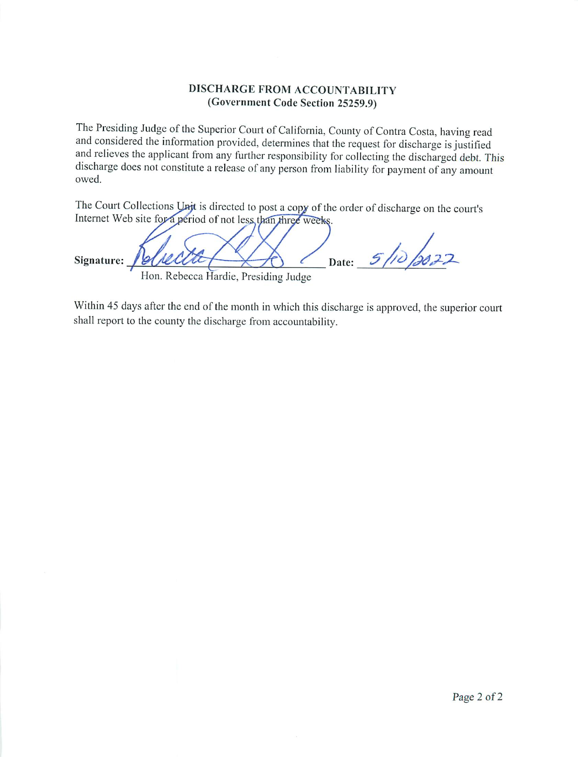**DISCHARGE FROM ACCOUNTABILITY**
**(Government Code Section 25259.9)**

The Presiding Judge of the Superior Court of California, County of Contra Costa, having read and considered the information provided, determines that the request for discharge is justified and relieves the applicant from any further responsibility for collecting the discharged debt. This discharge does not constitute a release of any person from liability for payment of any amount owed.

The Court Collections Unit is directed to post a copy of the order of discharge on the court's Internet Web site for a period of not less than three weeks.

**Signature:** ______________________ **Date:** 5/10/2022
Hon. Rebecca Hardie, Presiding Judge

Within 45 days after the end of the month in which this discharge is approved, the superior court shall report to the county the discharge from accountability.